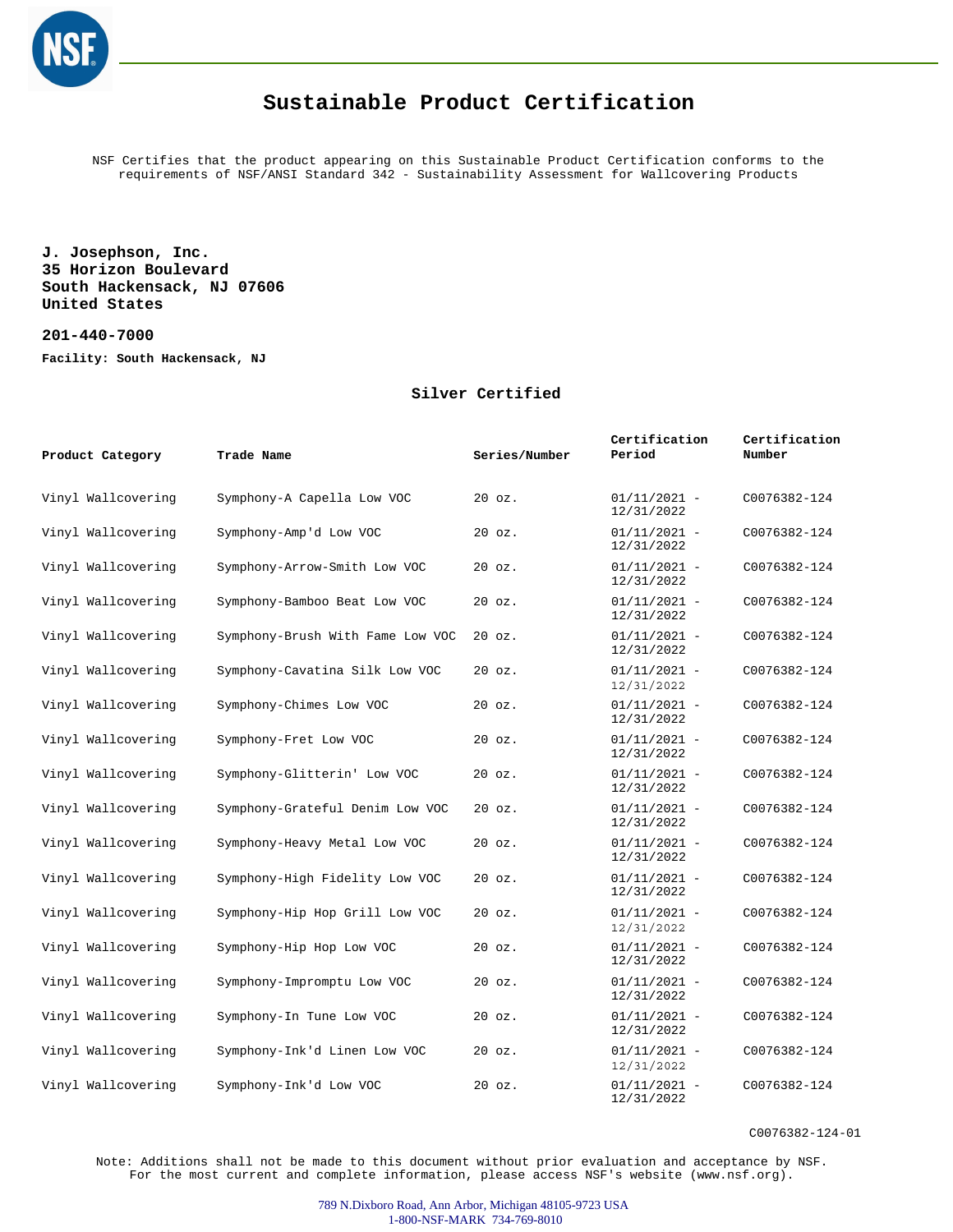# Sustainable Product Certification

NSF Certifies that the product appearing on this Sustainable Product Certification conforms to the requirements of NSF/ANSI Standard 342 - Sustainability Assessment for Wallcovering Products

**J. Josephson, Inc.**
**35 Horizon Boulevard**
**South Hackensack, NJ 07606**
**United States**

**201-440-7000**

**Facility: South Hackensack, NJ**

**Silver Certified**

| Product Category | Trade Name | Series/Number | Certification Period | Certification Number |
|---|---|---|---|---|
| Vinyl Wallcovering | Symphony-A Capella Low VOC | 20 oz. | 01/11/2021 - 12/31/2022 | C0076382-124 |
| Vinyl Wallcovering | Symphony-Amp'd Low VOC | 20 oz. | 01/11/2021 - 12/31/2022 | C0076382-124 |
| Vinyl Wallcovering | Symphony-Arrow-Smith Low VOC | 20 oz. | 01/11/2021 - 12/31/2022 | C0076382-124 |
| Vinyl Wallcovering | Symphony-Bamboo Beat Low VOC | 20 oz. | 01/11/2021 - 12/31/2022 | C0076382-124 |
| Vinyl Wallcovering | Symphony-Brush With Fame Low VOC | 20 oz. | 01/11/2021 - 12/31/2022 | C0076382-124 |
| Vinyl Wallcovering | Symphony-Cavatina Silk Low VOC | 20 oz. | 01/11/2021 - 12/31/2022 | C0076382-124 |
| Vinyl Wallcovering | Symphony-Chimes Low VOC | 20 oz. | 01/11/2021 - 12/31/2022 | C0076382-124 |
| Vinyl Wallcovering | Symphony-Fret Low VOC | 20 oz. | 01/11/2021 - 12/31/2022 | C0076382-124 |
| Vinyl Wallcovering | Symphony-Glitterin' Low VOC | 20 oz. | 01/11/2021 - 12/31/2022 | C0076382-124 |
| Vinyl Wallcovering | Symphony-Grateful Denim Low VOC | 20 oz. | 01/11/2021 - 12/31/2022 | C0076382-124 |
| Vinyl Wallcovering | Symphony-Heavy Metal Low VOC | 20 oz. | 01/11/2021 - 12/31/2022 | C0076382-124 |
| Vinyl Wallcovering | Symphony-High Fidelity Low VOC | 20 oz. | 01/11/2021 - 12/31/2022 | C0076382-124 |
| Vinyl Wallcovering | Symphony-Hip Hop Grill Low VOC | 20 oz. | 01/11/2021 - 12/31/2022 | C0076382-124 |
| Vinyl Wallcovering | Symphony-Hip Hop Low VOC | 20 oz. | 01/11/2021 - 12/31/2022 | C0076382-124 |
| Vinyl Wallcovering | Symphony-Impromptu Low VOC | 20 oz. | 01/11/2021 - 12/31/2022 | C0076382-124 |
| Vinyl Wallcovering | Symphony-In Tune Low VOC | 20 oz. | 01/11/2021 - 12/31/2022 | C0076382-124 |
| Vinyl Wallcovering | Symphony-Ink'd Linen Low VOC | 20 oz. | 01/11/2021 - 12/31/2022 | C0076382-124 |
| Vinyl Wallcovering | Symphony-Ink'd Low VOC | 20 oz. | 01/11/2021 - 12/31/2022 | C0076382-124 |

C0076382-124-01

Note: Additions shall not be made to this document without prior evaluation and acceptance by NSF. For the most current and complete information, please access NSF's website (www.nsf.org).

789 N.Dixboro Road, Ann Arbor, Michigan 48105-9723 USA
1-800-NSF-MARK 734-769-8010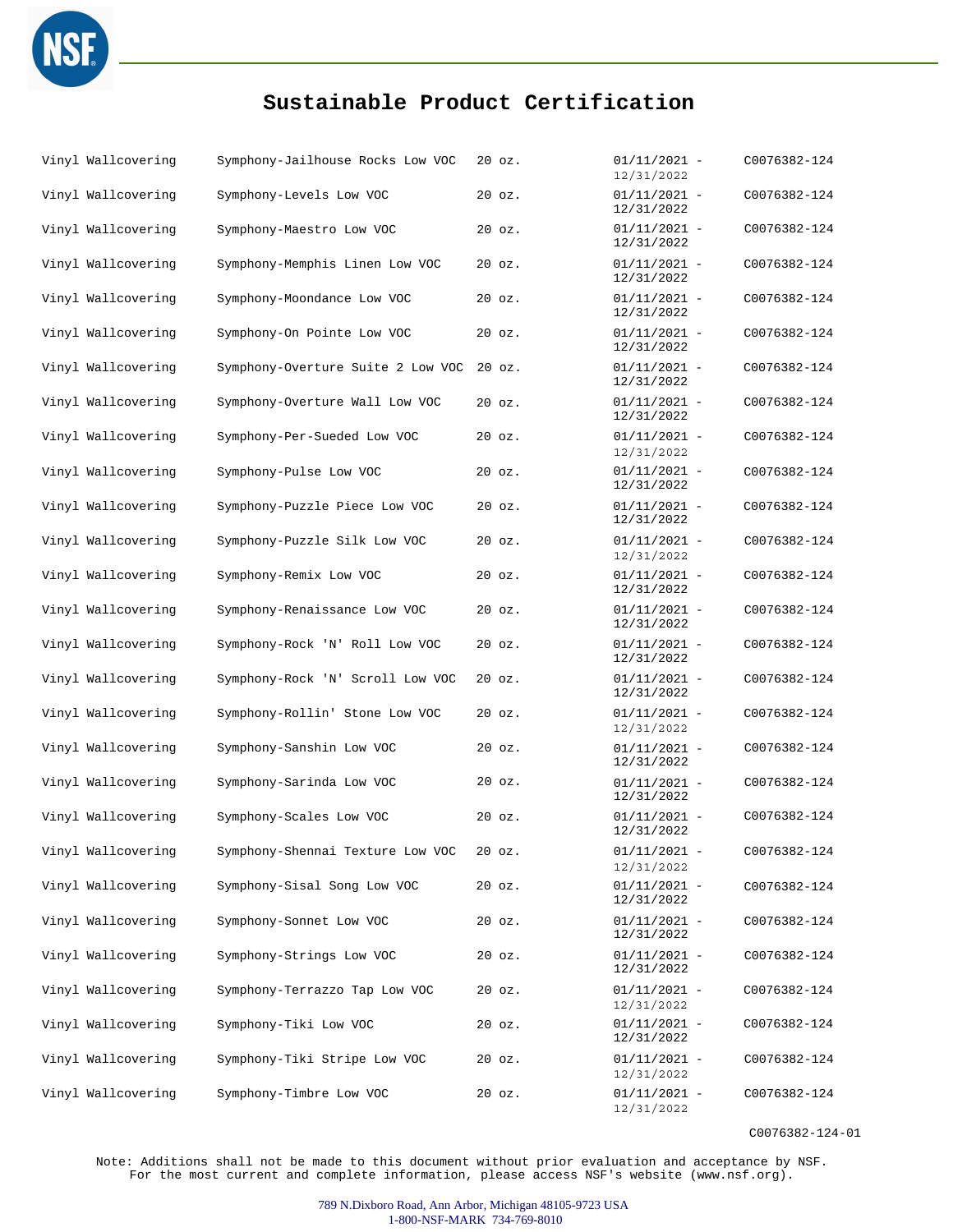# Sustainable Product Certification

| | | | | |
|---|---|---|---|---|
| Vinyl Wallcovering | Symphony-Jailhouse Rocks Low VOC | 20 oz. | 01/11/2021 - 12/31/2022 | C0076382-124 |
| Vinyl Wallcovering | Symphony-Levels Low VOC | 20 oz. | 01/11/2021 - 12/31/2022 | C0076382-124 |
| Vinyl Wallcovering | Symphony-Maestro Low VOC | 20 oz. | 01/11/2021 - 12/31/2022 | C0076382-124 |
| Vinyl Wallcovering | Symphony-Memphis Linen Low VOC | 20 oz. | 01/11/2021 - 12/31/2022 | C0076382-124 |
| Vinyl Wallcovering | Symphony-Moondance Low VOC | 20 oz. | 01/11/2021 - 12/31/2022 | C0076382-124 |
| Vinyl Wallcovering | Symphony-On Pointe Low VOC | 20 oz. | 01/11/2021 - 12/31/2022 | C0076382-124 |
| Vinyl Wallcovering | Symphony-Overture Suite 2 Low VOC | 20 oz. | 01/11/2021 - 12/31/2022 | C0076382-124 |
| Vinyl Wallcovering | Symphony-Overture Wall Low VOC | 20 oz. | 01/11/2021 - 12/31/2022 | C0076382-124 |
| Vinyl Wallcovering | Symphony-Per-Sueded Low VOC | 20 oz. | 01/11/2021 - 12/31/2022 | C0076382-124 |
| Vinyl Wallcovering | Symphony-Pulse Low VOC | 20 oz. | 01/11/2021 - 12/31/2022 | C0076382-124 |
| Vinyl Wallcovering | Symphony-Puzzle Piece Low VOC | 20 oz. | 01/11/2021 - 12/31/2022 | C0076382-124 |
| Vinyl Wallcovering | Symphony-Puzzle Silk Low VOC | 20 oz. | 01/11/2021 - 12/31/2022 | C0076382-124 |
| Vinyl Wallcovering | Symphony-Remix Low VOC | 20 oz. | 01/11/2021 - 12/31/2022 | C0076382-124 |
| Vinyl Wallcovering | Symphony-Renaissance Low VOC | 20 oz. | 01/11/2021 - 12/31/2022 | C0076382-124 |
| Vinyl Wallcovering | Symphony-Rock 'N' Roll Low VOC | 20 oz. | 01/11/2021 - 12/31/2022 | C0076382-124 |
| Vinyl Wallcovering | Symphony-Rock 'N' Scroll Low VOC | 20 oz. | 01/11/2021 - 12/31/2022 | C0076382-124 |
| Vinyl Wallcovering | Symphony-Rollin' Stone Low VOC | 20 oz. | 01/11/2021 - 12/31/2022 | C0076382-124 |
| Vinyl Wallcovering | Symphony-Sanshin Low VOC | 20 oz. | 01/11/2021 - 12/31/2022 | C0076382-124 |
| Vinyl Wallcovering | Symphony-Sarinda Low VOC | 20 oz. | 01/11/2021 - 12/31/2022 | C0076382-124 |
| Vinyl Wallcovering | Symphony-Scales Low VOC | 20 oz. | 01/11/2021 - 12/31/2022 | C0076382-124 |
| Vinyl Wallcovering | Symphony-Shennai Texture Low VOC | 20 oz. | 01/11/2021 - 12/31/2022 | C0076382-124 |
| Vinyl Wallcovering | Symphony-Sisal Song Low VOC | 20 oz. | 01/11/2021 - 12/31/2022 | C0076382-124 |
| Vinyl Wallcovering | Symphony-Sonnet Low VOC | 20 oz. | 01/11/2021 - 12/31/2022 | C0076382-124 |
| Vinyl Wallcovering | Symphony-Strings Low VOC | 20 oz. | 01/11/2021 - 12/31/2022 | C0076382-124 |
| Vinyl Wallcovering | Symphony-Terrazzo Tap Low VOC | 20 oz. | 01/11/2021 - 12/31/2022 | C0076382-124 |
| Vinyl Wallcovering | Symphony-Tiki Low VOC | 20 oz. | 01/11/2021 - 12/31/2022 | C0076382-124 |
| Vinyl Wallcovering | Symphony-Tiki Stripe Low VOC | 20 oz. | 01/11/2021 - 12/31/2022 | C0076382-124 |
| Vinyl Wallcovering | Symphony-Timbre Low VOC | 20 oz. | 01/11/2021 - 12/31/2022 | C0076382-124 |

C0076382-124-01

Note: Additions shall not be made to this document without prior evaluation and acceptance by NSF.
For the most current and complete information, please access NSF's website (www.nsf.org).

789 N.Dixboro Road, Ann Arbor, Michigan 48105-9723 USA
1-800-NSF-MARK 734-769-8010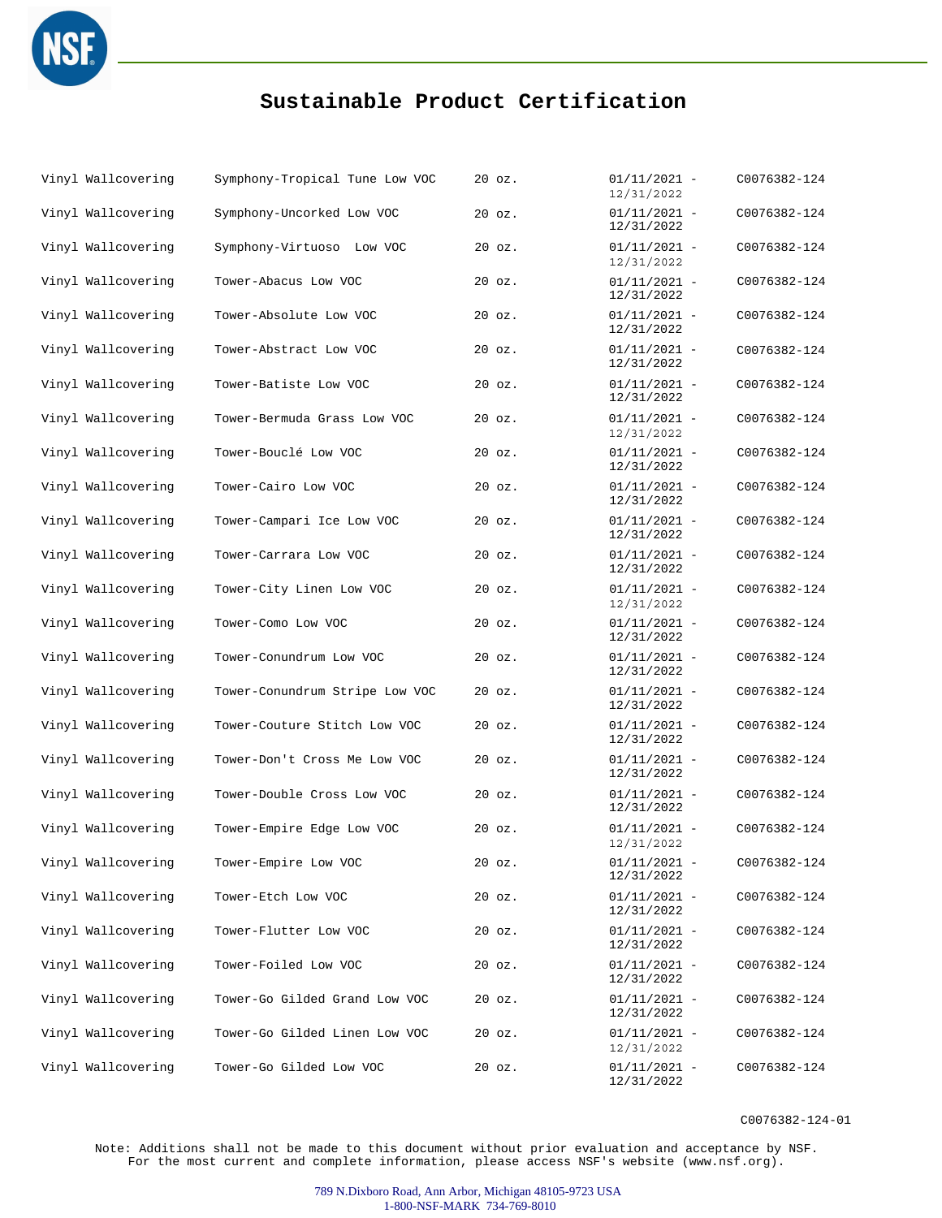# Sustainable Product Certification

| | | | | |
|---|---|---|---|---|
| Vinyl Wallcovering | Symphony-Tropical Tune Low VOC | 20 oz. | 01/11/2021 - 12/31/2022 | C0076382-124 |
| Vinyl Wallcovering | Symphony-Uncorked Low VOC | 20 oz. | 01/11/2021 - 12/31/2022 | C0076382-124 |
| Vinyl Wallcovering | Symphony-Virtuoso Low VOC | 20 oz. | 01/11/2021 - 12/31/2022 | C0076382-124 |
| Vinyl Wallcovering | Tower-Abacus Low VOC | 20 oz. | 01/11/2021 - 12/31/2022 | C0076382-124 |
| Vinyl Wallcovering | Tower-Absolute Low VOC | 20 oz. | 01/11/2021 - 12/31/2022 | C0076382-124 |
| Vinyl Wallcovering | Tower-Abstract Low VOC | 20 oz. | 01/11/2021 - 12/31/2022 | C0076382-124 |
| Vinyl Wallcovering | Tower-Batiste Low VOC | 20 oz. | 01/11/2021 - 12/31/2022 | C0076382-124 |
| Vinyl Wallcovering | Tower-Bermuda Grass Low VOC | 20 oz. | 01/11/2021 - 12/31/2022 | C0076382-124 |
| Vinyl Wallcovering | Tower-Bouclé Low VOC | 20 oz. | 01/11/2021 - 12/31/2022 | C0076382-124 |
| Vinyl Wallcovering | Tower-Cairo Low VOC | 20 oz. | 01/11/2021 - 12/31/2022 | C0076382-124 |
| Vinyl Wallcovering | Tower-Campari Ice Low VOC | 20 oz. | 01/11/2021 - 12/31/2022 | C0076382-124 |
| Vinyl Wallcovering | Tower-Carrara Low VOC | 20 oz. | 01/11/2021 - 12/31/2022 | C0076382-124 |
| Vinyl Wallcovering | Tower-City Linen Low VOC | 20 oz. | 01/11/2021 - 12/31/2022 | C0076382-124 |
| Vinyl Wallcovering | Tower-Como Low VOC | 20 oz. | 01/11/2021 - 12/31/2022 | C0076382-124 |
| Vinyl Wallcovering | Tower-Conundrum Low VOC | 20 oz. | 01/11/2021 - 12/31/2022 | C0076382-124 |
| Vinyl Wallcovering | Tower-Conundrum Stripe Low VOC | 20 oz. | 01/11/2021 - 12/31/2022 | C0076382-124 |
| Vinyl Wallcovering | Tower-Couture Stitch Low VOC | 20 oz. | 01/11/2021 - 12/31/2022 | C0076382-124 |
| Vinyl Wallcovering | Tower-Don't Cross Me Low VOC | 20 oz. | 01/11/2021 - 12/31/2022 | C0076382-124 |
| Vinyl Wallcovering | Tower-Double Cross Low VOC | 20 oz. | 01/11/2021 - 12/31/2022 | C0076382-124 |
| Vinyl Wallcovering | Tower-Empire Edge Low VOC | 20 oz. | 01/11/2021 - 12/31/2022 | C0076382-124 |
| Vinyl Wallcovering | Tower-Empire Low VOC | 20 oz. | 01/11/2021 - 12/31/2022 | C0076382-124 |
| Vinyl Wallcovering | Tower-Etch Low VOC | 20 oz. | 01/11/2021 - 12/31/2022 | C0076382-124 |
| Vinyl Wallcovering | Tower-Flutter Low VOC | 20 oz. | 01/11/2021 - 12/31/2022 | C0076382-124 |
| Vinyl Wallcovering | Tower-Foiled Low VOC | 20 oz. | 01/11/2021 - 12/31/2022 | C0076382-124 |
| Vinyl Wallcovering | Tower-Go Gilded Grand Low VOC | 20 oz. | 01/11/2021 - 12/31/2022 | C0076382-124 |
| Vinyl Wallcovering | Tower-Go Gilded Linen Low VOC | 20 oz. | 01/11/2021 - 12/31/2022 | C0076382-124 |
| Vinyl Wallcovering | Tower-Go Gilded Low VOC | 20 oz. | 01/11/2021 - 12/31/2022 | C0076382-124 |

C0076382-124-01

Note: Additions shall not be made to this document without prior evaluation and acceptance by NSF.
For the most current and complete information, please access NSF's website (www.nsf.org).

789 N.Dixboro Road, Ann Arbor, Michigan 48105-9723 USA
1-800-NSF-MARK 734-769-8010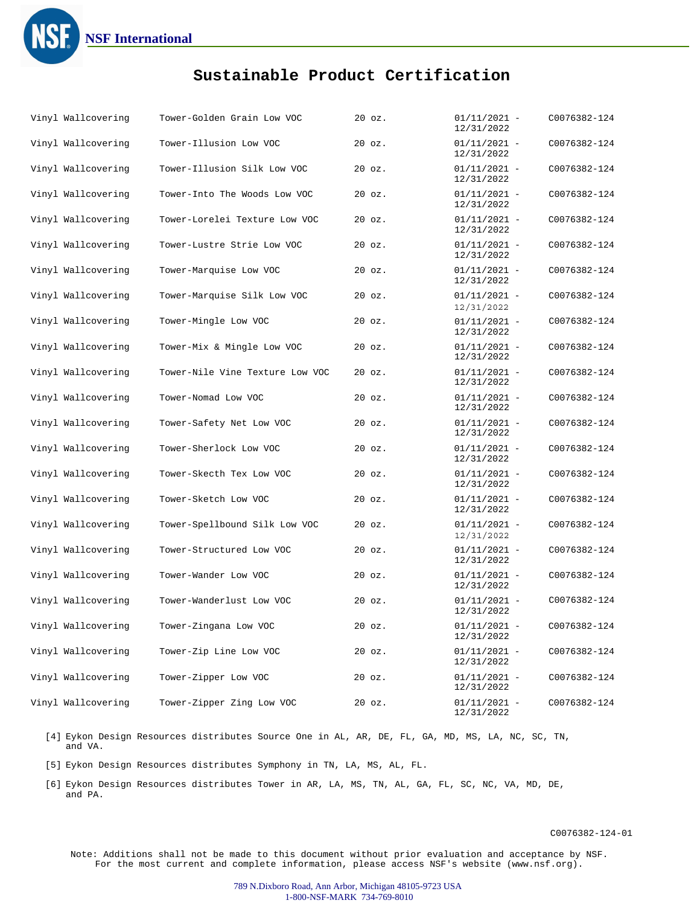# Sustainable Product Certification

| | | | | |
|---|---|---|---|---|
| Vinyl Wallcovering | Tower-Golden Grain Low VOC | 20 oz. | 01/11/2021 - 12/31/2022 | C0076382-124 |
| Vinyl Wallcovering | Tower-Illusion Low VOC | 20 oz. | 01/11/2021 - 12/31/2022 | C0076382-124 |
| Vinyl Wallcovering | Tower-Illusion Silk Low VOC | 20 oz. | 01/11/2021 - 12/31/2022 | C0076382-124 |
| Vinyl Wallcovering | Tower-Into The Woods Low VOC | 20 oz. | 01/11/2021 - 12/31/2022 | C0076382-124 |
| Vinyl Wallcovering | Tower-Lorelei Texture Low VOC | 20 oz. | 01/11/2021 - 12/31/2022 | C0076382-124 |
| Vinyl Wallcovering | Tower-Lustre Strie Low VOC | 20 oz. | 01/11/2021 - 12/31/2022 | C0076382-124 |
| Vinyl Wallcovering | Tower-Marquise Low VOC | 20 oz. | 01/11/2021 - 12/31/2022 | C0076382-124 |
| Vinyl Wallcovering | Tower-Marquise Silk Low VOC | 20 oz. | 01/11/2021 - 12/31/2022 | C0076382-124 |
| Vinyl Wallcovering | Tower-Mingle Low VOC | 20 oz. | 01/11/2021 - 12/31/2022 | C0076382-124 |
| Vinyl Wallcovering | Tower-Mix & Mingle Low VOC | 20 oz. | 01/11/2021 - 12/31/2022 | C0076382-124 |
| Vinyl Wallcovering | Tower-Nile Vine Texture Low VOC | 20 oz. | 01/11/2021 - 12/31/2022 | C0076382-124 |
| Vinyl Wallcovering | Tower-Nomad Low VOC | 20 oz. | 01/11/2021 - 12/31/2022 | C0076382-124 |
| Vinyl Wallcovering | Tower-Safety Net Low VOC | 20 oz. | 01/11/2021 - 12/31/2022 | C0076382-124 |
| Vinyl Wallcovering | Tower-Sherlock Low VOC | 20 oz. | 01/11/2021 - 12/31/2022 | C0076382-124 |
| Vinyl Wallcovering | Tower-Skecth Tex Low VOC | 20 oz. | 01/11/2021 - 12/31/2022 | C0076382-124 |
| Vinyl Wallcovering | Tower-Sketch Low VOC | 20 oz. | 01/11/2021 - 12/31/2022 | C0076382-124 |
| Vinyl Wallcovering | Tower-Spellbound Silk Low VOC | 20 oz. | 01/11/2021 - 12/31/2022 | C0076382-124 |
| Vinyl Wallcovering | Tower-Structured Low VOC | 20 oz. | 01/11/2021 - 12/31/2022 | C0076382-124 |
| Vinyl Wallcovering | Tower-Wander Low VOC | 20 oz. | 01/11/2021 - 12/31/2022 | C0076382-124 |
| Vinyl Wallcovering | Tower-Wanderlust Low VOC | 20 oz. | 01/11/2021 - 12/31/2022 | C0076382-124 |
| Vinyl Wallcovering | Tower-Zingana Low VOC | 20 oz. | 01/11/2021 - 12/31/2022 | C0076382-124 |
| Vinyl Wallcovering | Tower-Zip Line Low VOC | 20 oz. | 01/11/2021 - 12/31/2022 | C0076382-124 |
| Vinyl Wallcovering | Tower-Zipper Low VOC | 20 oz. | 01/11/2021 - 12/31/2022 | C0076382-124 |
| Vinyl Wallcovering | Tower-Zipper Zing Low VOC | 20 oz. | 01/11/2021 - 12/31/2022 | C0076382-124 |

[4] Eykon Design Resources distributes Source One in AL, AR, DE, FL, GA, MD, MS, LA, NC, SC, TN, and VA.

[5] Eykon Design Resources distributes Symphony in TN, LA, MS, AL, FL.

[6] Eykon Design Resources distributes Tower in AR, LA, MS, TN, AL, GA, FL, SC, NC, VA, MD, DE, and PA.

C0076382-124-01

Note: Additions shall not be made to this document without prior evaluation and acceptance by NSF. For the most current and complete information, please access NSF's website (www.nsf.org).